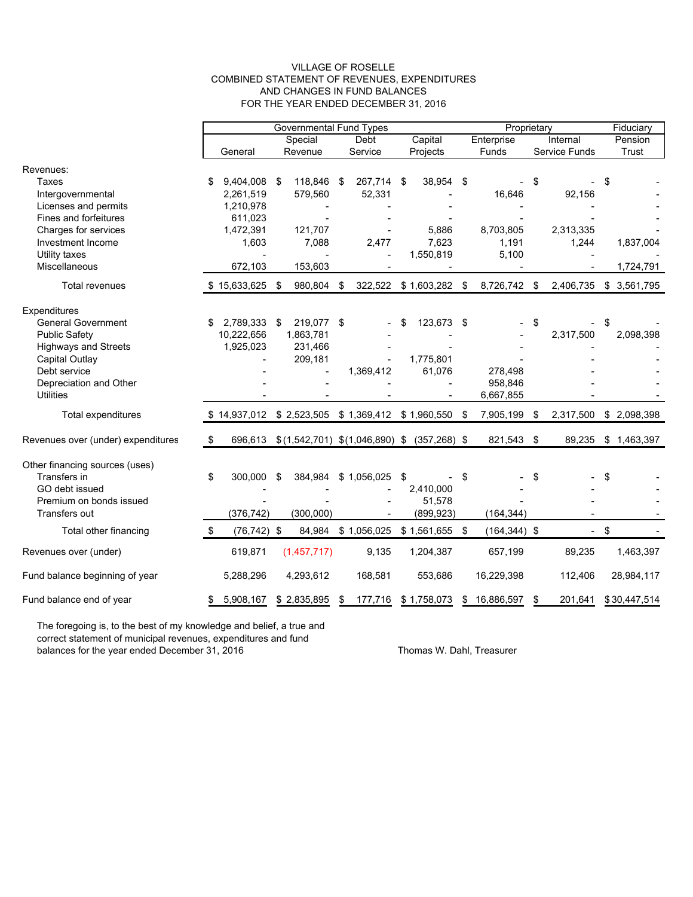# VILLAGE OF ROSELLE
## COMBINED STATEMENT OF REVENUES, EXPENDITURES AND CHANGES IN FUND BALANCES
### FOR THE YEAR ENDED DECEMBER 31, 2016

| | Governmental Fund Types | | | | Proprietary | | Fiduciary |
|---|---|---|---|---|---|---|---|
| | General | Special Revenue | Debt Service | Capital Projects | Enterprise Funds | Internal Service Funds | Pension Trust |
| **Revenues:** | | | | | | | |
| Taxes | $ 9,404,008 | $ 118,846 | $ 267,714 | $ 38,954 | $ - | $ - | $ - |
| Intergovernmental | 2,261,519 | 579,560 | 52,331 | - | 16,646 | 92,156 | - |
| Licenses and permits | 1,210,978 | - | - | - | - | - | - |
| Fines and forfeitures | 611,023 | - | - | - | - | - | - |
| Charges for services | 1,472,391 | 121,707 | - | 5,886 | 8,703,805 | 2,313,335 | - |
| Investment Income | 1,603 | 7,088 | 2,477 | 7,623 | 1,191 | 1,244 | 1,837,004 |
| Utility taxes | - | - | - | 1,550,819 | 5,100 | - | - |
| Miscellaneous | 672,103 | 153,603 | - | - | - | - | 1,724,791 |
| Total revenues | $ 15,633,625 | $ 980,804 | $ 322,522 | $ 1,603,282 | $ 8,726,742 | $ 2,406,735 | $ 3,561,795 |
| **Expenditures** | | | | | | | |
| General Government | $ 2,789,333 | $ 219,077 | $ - | $ 123,673 | $ - | $ - | $ - |
| Public Safety | 10,222,656 | 1,863,781 | - | - | - | 2,317,500 | 2,098,398 |
| Highways and Streets | 1,925,023 | 231,466 | - | - | - | - | - |
| Capital Outlay | - | 209,181 | - | 1,775,801 | - | - | - |
| Debt service | - | - | 1,369,412 | 61,076 | 278,498 | - | - |
| Depreciation and Other | - | - | - | - | 958,846 | - | - |
| Utilities | - | - | - | - | 6,667,855 | - | - |
| Total expenditures | $ 14,937,012 | $ 2,523,505 | $ 1,369,412 | $ 1,960,550 | $ 7,905,199 | $ 2,317,500 | $ 2,098,398 |
| Revenues over (under) expenditures | $ 696,613 | $ (1,542,701) | $ (1,046,890) | $ (357,268) | $ 821,543 | $ 89,235 | $ 1,463,397 |
| **Other financing sources (uses)** | | | | | | | |
| Transfers in | $ 300,000 | $ 384,984 | $ 1,056,025 | $ - | $ - | $ - | $ - |
| GO debt issued | - | - | - | 2,410,000 | - | - | - |
| Premium on bonds issued | - | - | - | 51,578 | - | - | - |
| Transfers out | (376,742) | (300,000) | - | (899,923) | (164,344) | - | - |
| Total other financing | $ (76,742) | $ 84,984 | $ 1,056,025 | $ 1,561,655 | $ (164,344) | $ - | $ - |
| Revenues over (under) | 619,871 | (1,457,717) | 9,135 | 1,204,387 | 657,199 | 89,235 | 1,463,397 |
| Fund balance beginning of year | 5,288,296 | 4,293,612 | 168,581 | 553,686 | 16,229,398 | 112,406 | 28,984,117 |
| Fund balance end of year | $ 5,908,167 | $ 2,835,895 | $ 177,716 | $ 1,758,073 | $ 16,886,597 | $ 201,641 | $ 30,447,514 |

The foregoing is, to the best of my knowledge and belief, a true and correct statement of municipal revenues, expenditures and fund balances for the year ended December 31, 2016

Thomas W. Dahl, Treasurer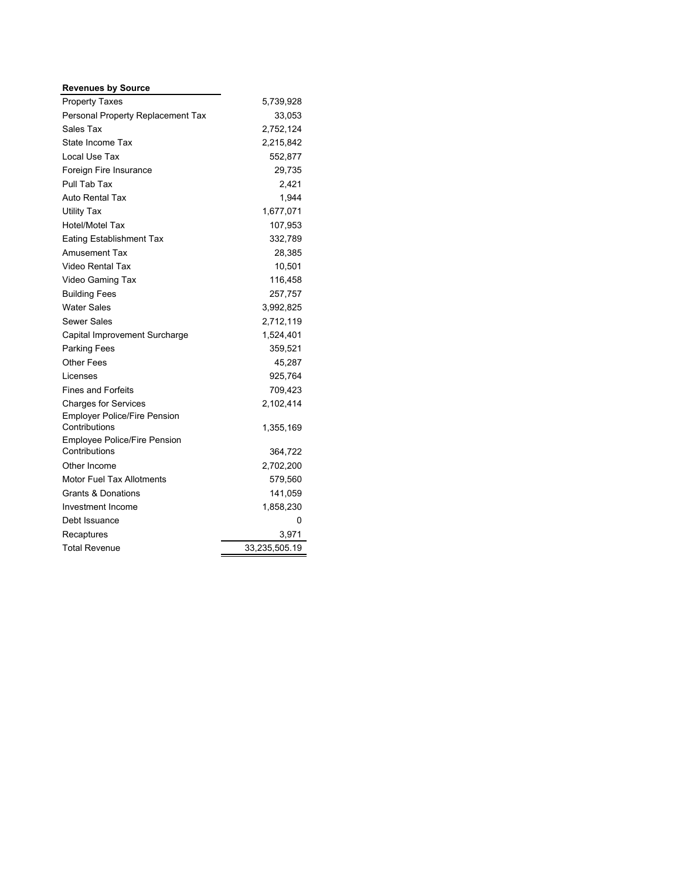| Revenues by Source | |
|---|---|
| Property Taxes | 5,739,928 |
| Personal Property Replacement Tax | 33,053 |
| Sales Tax | 2,752,124 |
| State Income Tax | 2,215,842 |
| Local Use Tax | 552,877 |
| Foreign Fire Insurance | 29,735 |
| Pull Tab Tax | 2,421 |
| Auto Rental Tax | 1,944 |
| Utility Tax | 1,677,071 |
| Hotel/Motel Tax | 107,953 |
| Eating Establishment Tax | 332,789 |
| Amusement Tax | 28,385 |
| Video Rental Tax | 10,501 |
| Video Gaming Tax | 116,458 |
| Building Fees | 257,757 |
| Water Sales | 3,992,825 |
| Sewer Sales | 2,712,119 |
| Capital Improvement Surcharge | 1,524,401 |
| Parking Fees | 359,521 |
| Other Fees | 45,287 |
| Licenses | 925,764 |
| Fines and Forfeits | 709,423 |
| Charges for Services | 2,102,414 |
| Employer Police/Fire Pension Contributions | 1,355,169 |
| Employee Police/Fire Pension Contributions | 364,722 |
| Other Income | 2,702,200 |
| Motor Fuel Tax Allotments | 579,560 |
| Grants & Donations | 141,059 |
| Investment Income | 1,858,230 |
| Debt Issuance | 0 |
| Recaptures | 3,971 |
| Total Revenue | 33,235,505.19 |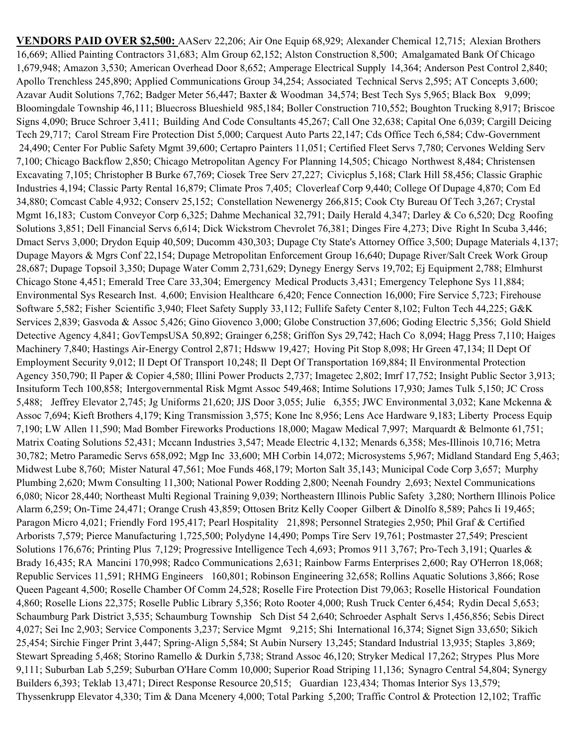**VENDORS PAID OVER $2,500:** AAServ 22,206; Air One Equip 68,929; Alexander Chemical 12,715; Alexian Brothers 16,669; Allied Painting Contractors 31,683; Alm Group 62,152; Alston Construction 8,500; Amalgamated Bank Of Chicago 1,679,948; Amazon 3,530; American Overhead Door 8,652; Amperage Electrical Supply 14,364; Anderson Pest Control 2,840; Apollo Trenchless 245,890; Applied Communications Group 34,254; Associated Technical Servs 2,595; AT Concepts 3,600; Azavar Audit Solutions 7,762; Badger Meter 56,447; Baxter & Woodman 34,574; Best Tech Sys 5,965; Black Box 9,099; Bloomingdale Township 46,111; Bluecross Blueshield 985,184; Boller Construction 710,552; Boughton Trucking 8,917; Briscoe Signs 4,090; Bruce Schroer 3,411; Building And Code Consultants 45,267; Call One 32,638; Capital One 6,039; Cargill Deicing Tech 29,717; Carol Stream Fire Protection Dist 5,000; Carquest Auto Parts 22,147; Cds Office Tech 6,584; Cdw-Government 24,490; Center For Public Safety Mgmt 39,600; Certapro Painters 11,051; Certified Fleet Servs 7,780; Cervones Welding Serv 7,100; Chicago Backflow 2,850; Chicago Metropolitan Agency For Planning 14,505; Chicago Northwest 8,484; Christensen Excavating 7,105; Christopher B Burke 67,769; Ciosek Tree Serv 27,227; Civicplus 5,168; Clark Hill 58,456; Classic Graphic Industries 4,194; Classic Party Rental 16,879; Climate Pros 7,405; Cloverleaf Corp 9,440; College Of Dupage 4,870; Com Ed 34,880; Comcast Cable 4,932; Conserv 25,152; Constellation Newenergy 266,815; Cook Cty Bureau Of Tech 3,267; Crystal Mgmt 16,183; Custom Conveyor Corp 6,325; Dahme Mechanical 32,791; Daily Herald 4,347; Darley & Co 6,520; Dcg Roofing Solutions 3,851; Dell Financial Servs 6,614; Dick Wickstrom Chevrolet 76,381; Dinges Fire 4,273; Dive Right In Scuba 3,446; Dmact Servs 3,000; Drydon Equip 40,509; Ducomm 430,303; Dupage Cty State's Attorney Office 3,500; Dupage Materials 4,137; Dupage Mayors & Mgrs Conf 22,154; Dupage Metropolitan Enforcement Group 16,640; Dupage River/Salt Creek Work Group 28,687; Dupage Topsoil 3,350; Dupage Water Comm 2,731,629; Dynegy Energy Servs 19,702; Ej Equipment 2,788; Elmhurst Chicago Stone 4,451; Emerald Tree Care 33,304; Emergency Medical Products 3,431; Emergency Telephone Sys 11,884; Environmental Sys Research Inst. 4,600; Envision Healthcare 6,420; Fence Connection 16,000; Fire Service 5,723; Firehouse Software 5,582; Fisher Scientific 3,940; Fleet Safety Supply 33,112; Fullife Safety Center 8,102; Fulton Tech 44,225; G&K Services 2,839; Gasvoda & Assoc 5,426; Gino Giovenco 3,000; Globe Construction 37,606; Goding Electric 5,356; Gold Shield Detective Agency 4,841; GovTempsUSA 50,892; Grainger 6,258; Griffon Sys 29,742; Hach Co 8,094; Hagg Press 7,110; Haiges Machinery 7,840; Hastings Air-Energy Control 2,871; Hdsww 19,427; Hoving Pit Stop 8,098; Hr Green 47,134; Il Dept Of Employment Security 9,012; Il Dept Of Transport 10,248; Il Dept Of Transportation 169,884; Il Environmental Protection Agency 350,790; Il Paper & Copier 4,580; Illini Power Products 2,737; Imagetec 2,802; Imrf 17,752; Insight Public Sector 3,913; Insituform Tech 100,858; Intergovernmental Risk Mgmt Assoc 549,468; Intime Solutions 17,930; James Tulk 5,150; JC Cross 5,488; Jeffrey Elevator 2,745; Jg Uniforms 21,620; JJS Door 3,055; Julie 6,355; JWC Environmental 3,032; Kane Mckenna & Assoc 7,694; Kieft Brothers 4,179; King Transmission 3,575; Kone Inc 8,956; Lens Ace Hardware 9,183; Liberty Process Equip 7,190; LW Allen 11,590; Mad Bomber Fireworks Productions 18,000; Magaw Medical 7,997; Marquardt & Belmonte 61,751; Matrix Coating Solutions 52,431; Mccann Industries 3,547; Meade Electric 4,132; Menards 6,358; Mes-Illinois 10,716; Metra 30,782; Metro Paramedic Servs 658,092; Mgp Inc 33,600; MH Corbin 14,072; Microsystems 5,967; Midland Standard Eng 5,463; Midwest Lube 8,760; Mister Natural 47,561; Moe Funds 468,179; Morton Salt 35,143; Municipal Code Corp 3,657; Murphy Plumbing 2,620; Mwm Consulting 11,300; National Power Rodding 2,800; Neenah Foundry 2,693; Nextel Communications 6,080; Nicor 28,440; Northeast Multi Regional Training 9,039; Northeastern Illinois Public Safety 3,280; Northern Illinois Police Alarm 6,259; On-Time 24,471; Orange Crush 43,859; Ottosen Britz Kelly Cooper Gilbert & Dinolfo 8,589; Pahcs Ii 19,465; Paragon Micro 4,021; Friendly Ford 195,417; Pearl Hospitality 21,898; Personnel Strategies 2,950; Phil Graf & Certified Arborists 7,579; Pierce Manufacturing 1,725,500; Polydyne 14,490; Pomps Tire Serv 19,761; Postmaster 27,549; Prescient Solutions 176,676; Printing Plus 7,129; Progressive Intelligence Tech 4,693; Promos 911 3,767; Pro-Tech 3,191; Quarles & Brady 16,435; RA Mancini 170,998; Radco Communications 2,631; Rainbow Farms Enterprises 2,600; Ray O'Herron 18,068; Republic Services 11,591; RHMG Engineers 160,801; Robinson Engineering 32,658; Rollins Aquatic Solutions 3,866; Rose Queen Pageant 4,500; Roselle Chamber Of Comm 24,528; Roselle Fire Protection Dist 79,063; Roselle Historical Foundation 4,860; Roselle Lions 22,375; Roselle Public Library 5,356; Roto Rooter 4,000; Rush Truck Center 6,454; Rydin Decal 5,653; Schaumburg Park District 3,535; Schaumburg Township Sch Dist 54 2,640; Schroeder Asphalt Servs 1,456,856; Sebis Direct 4,027; Sei Inc 2,903; Service Components 3,237; Service Mgmt 9,215; Shi International 16,374; Signet Sign 33,650; Sikich 25,454; Sirchie Finger Print 3,447; Spring-Align 5,584; St Aubin Nursery 13,245; Standard Industrial 13,935; Staples 3,869; Stewart Spreading 5,468; Storino Ramello & Durkin 5,738; Strand Assoc 46,120; Stryker Medical 17,262; Strypes Plus More 9,111; Suburban Lab 5,259; Suburban O'Hare Comm 10,000; Superior Road Striping 11,136; Synagro Central 54,804; Synergy Builders 6,393; Teklab 13,471; Direct Response Resource 20,515; Guardian 123,434; Thomas Interior Sys 13,579; Thyssenkrupp Elevator 4,330; Tim & Dana Mcenery 4,000; Total Parking 5,200; Traffic Control & Protection 12,102; Traffic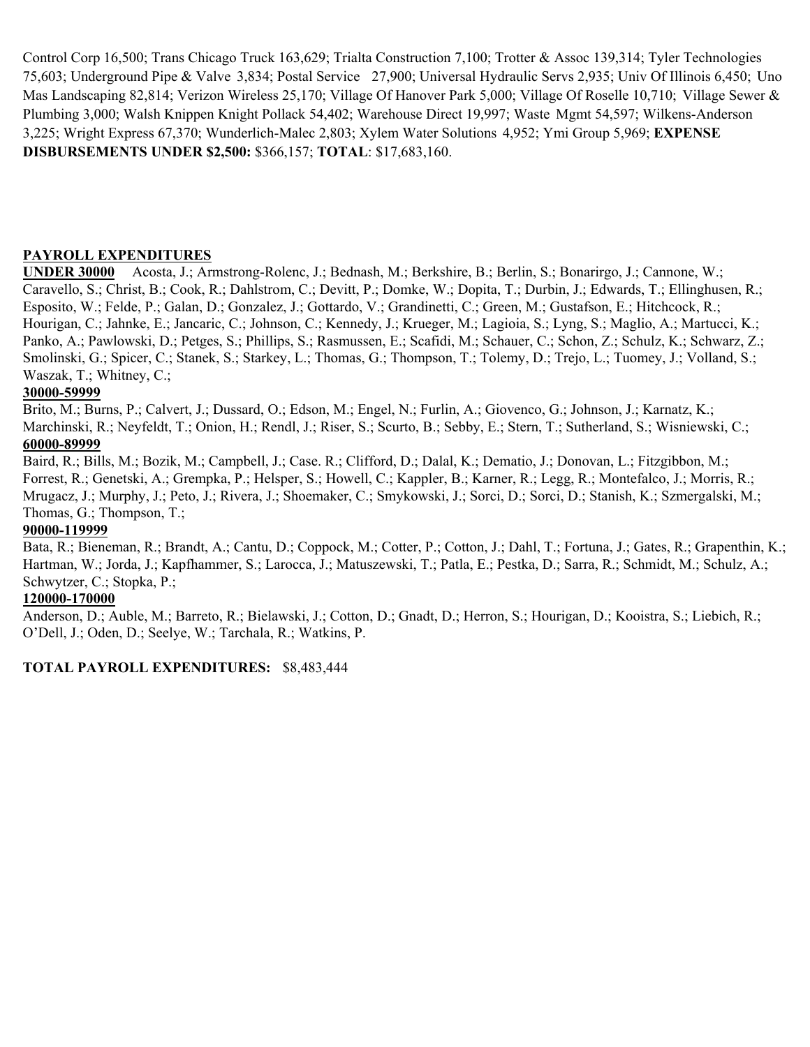Control Corp 16,500; Trans Chicago Truck 163,629; Trialta Construction 7,100; Trotter & Assoc 139,314; Tyler Technologies 75,603; Underground Pipe & Valve 3,834; Postal Service 27,900; Universal Hydraulic Servs 2,935; Univ Of Illinois 6,450; Uno Mas Landscaping 82,814; Verizon Wireless 25,170; Village Of Hanover Park 5,000; Village Of Roselle 10,710; Village Sewer & Plumbing 3,000; Walsh Knippen Knight Pollack 54,402; Warehouse Direct 19,997; Waste Mgmt 54,597; Wilkens-Anderson 3,225; Wright Express 67,370; Wunderlich-Malec 2,803; Xylem Water Solutions 4,952; Ymi Group 5,969; **EXPENSE DISBURSEMENTS UNDER $2,500:** $366,157; **TOTAL**: $17,683,160.

**PAYROLL EXPENDITURES**

**UNDER 30000** Acosta, J.; Armstrong-Rolenc, J.; Bednash, M.; Berkshire, B.; Berlin, S.; Bonarirgo, J.; Cannone, W.; Caravello, S.; Christ, B.; Cook, R.; Dahlstrom, C.; Devitt, P.; Domke, W.; Dopita, T.; Durbin, J.; Edwards, T.; Ellinghusen, R.; Esposito, W.; Felde, P.; Galan, D.; Gonzalez, J.; Gottardo, V.; Grandinetti, C.; Green, M.; Gustafson, E.; Hitchcock, R.; Hourigan, C.; Jahnke, E.; Jancaric, C.; Johnson, C.; Kennedy, J.; Krueger, M.; Lagioia, S.; Lyng, S.; Maglio, A.; Martucci, K.; Panko, A.; Pawlowski, D.; Petges, S.; Phillips, S.; Rasmussen, E.; Scafidi, M.; Schauer, C.; Schon, Z.; Schulz, K.; Schwarz, Z.; Smolinski, G.; Spicer, C.; Stanek, S.; Starkey, L.; Thomas, G.; Thompson, T.; Tolemy, D.; Trejo, L.; Tuomey, J.; Volland, S.; Waszak, T.; Whitney, C.;

**30000-59999**

Brito, M.; Burns, P.; Calvert, J.; Dussard, O.; Edson, M.; Engel, N.; Furlin, A.; Giovenco, G.; Johnson, J.; Karnatz, K.; Marchinski, R.; Neyfeldt, T.; Onion, H.; Rendl, J.; Riser, S.; Scurto, B.; Sebby, E.; Stern, T.; Sutherland, S.; Wisniewski, C.;

**60000-89999**

Baird, R.; Bills, M.; Bozik, M.; Campbell, J.; Case. R.; Clifford, D.; Dalal, K.; Dematio, J.; Donovan, L.; Fitzgibbon, M.; Forrest, R.; Genetski, A.; Grempka, P.; Helsper, S.; Howell, C.; Kappler, B.; Karner, R.; Legg, R.; Montefalco, J.; Morris, R.; Mrugacz, J.; Murphy, J.; Peto, J.; Rivera, J.; Shoemaker, C.; Smykowski, J.; Sorci, D.; Sorci, D.; Stanish, K.; Szmergalski, M.; Thomas, G.; Thompson, T.;

**90000-119999**

Bata, R.; Bieneman, R.; Brandt, A.; Cantu, D.; Coppock, M.; Cotter, P.; Cotton, J.; Dahl, T.; Fortuna, J.; Gates, R.; Grapenthin, K.; Hartman, W.; Jorda, J.; Kapfhammer, S.; Larocca, J.; Matuszewski, T.; Patla, E.; Pestka, D.; Sarra, R.; Schmidt, M.; Schulz, A.; Schwytzer, C.; Stopka, P.;

**120000-170000**

Anderson, D.; Auble, M.; Barreto, R.; Bielawski, J.; Cotton, D.; Gnadt, D.; Herron, S.; Hourigan, D.; Kooistra, S.; Liebich, R.; O'Dell, J.; Oden, D.; Seelye, W.; Tarchala, R.; Watkins, P.

**TOTAL PAYROLL EXPENDITURES:** $8,483,444